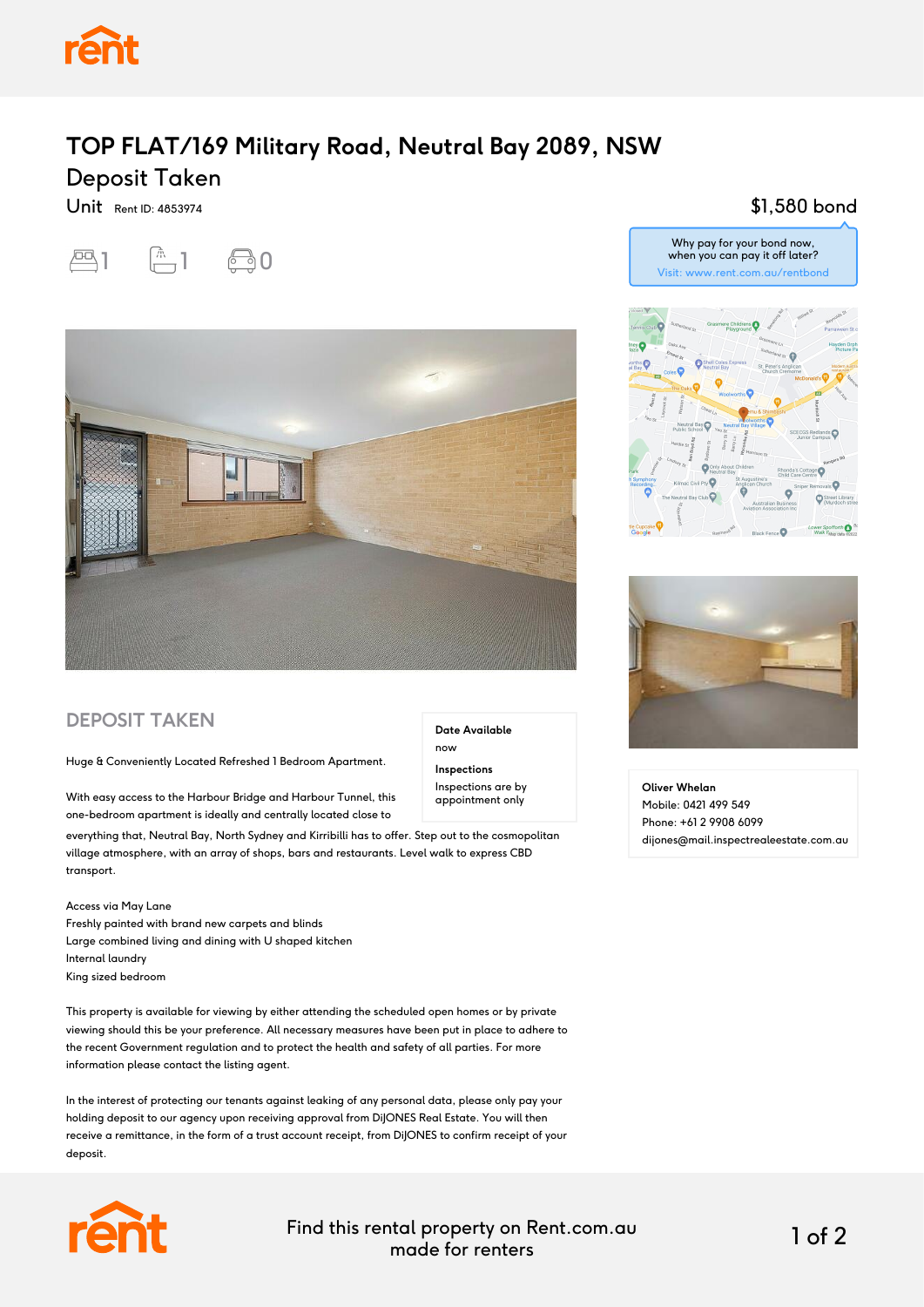# TOP FLAT/169 Military Road, Neutral Bay 2089, NSW

## Deposit Taken

Unit Rent ID: 4853974

$1,580 bond

Why pay for your bond now, when you can pay it off later?
Visit: www.rent.com.au/rentbond

1 bedroom · 1 bathroom · 0 parking

## DEPOSIT TAKEN

**Date Available**
now

**Inspections**
Inspections are by appointment only

Huge & Conveniently Located Refreshed 1 Bedroom Apartment.

With easy access to the Harbour Bridge and Harbour Tunnel, this one-bedroom apartment is ideally and centrally located close to everything that, Neutral Bay, North Sydney and Kirribilli has to offer. Step out to the cosmopolitan village atmosphere, with an array of shops, bars and restaurants. Level walk to express CBD transport.

Access via May Lane
Freshly painted with brand new carpets and blinds
Large combined living and dining with U shaped kitchen
Internal laundry
King sized bedroom

This property is available for viewing by either attending the scheduled open homes or by private viewing should this be your preference. All necessary measures have been put in place to adhere to the recent Government regulation and to protect the health and safety of all parties. For more information please contact the listing agent.

In the interest of protecting our tenants against leaking of any personal data, please only pay your holding deposit to our agency upon receiving approval from DiJONES Real Estate. You will then receive a remittance, in the form of a trust account receipt, from DiJONES to confirm receipt of your deposit.

**Oliver Whelan**
Mobile: 0421 499 549
Phone: +61 2 9908 6099
dijones@mail.inspectrealestate.com.au

Find this rental property on Rent.com.au made for renters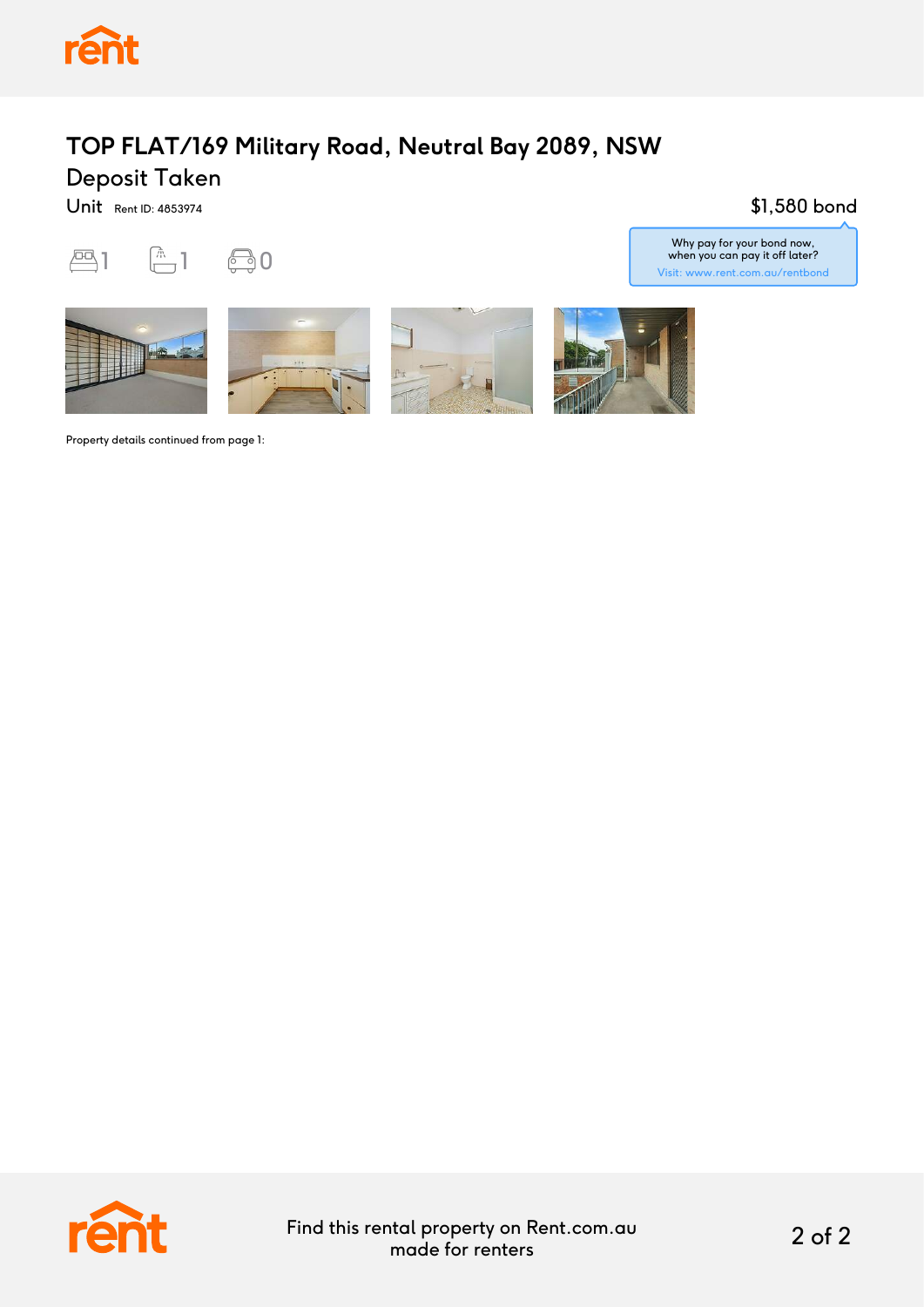# TOP FLAT/169 Military Road, Neutral Bay 2089, NSW

## Deposit Taken

Unit Rent ID: 4853974

$1,580 bond

Why pay for your bond now, when you can pay it off later?
Visit: www.rent.com.au/rentbond

1 1 0

Property details continued from page 1:

Find this rental property on Rent.com.au made for renters